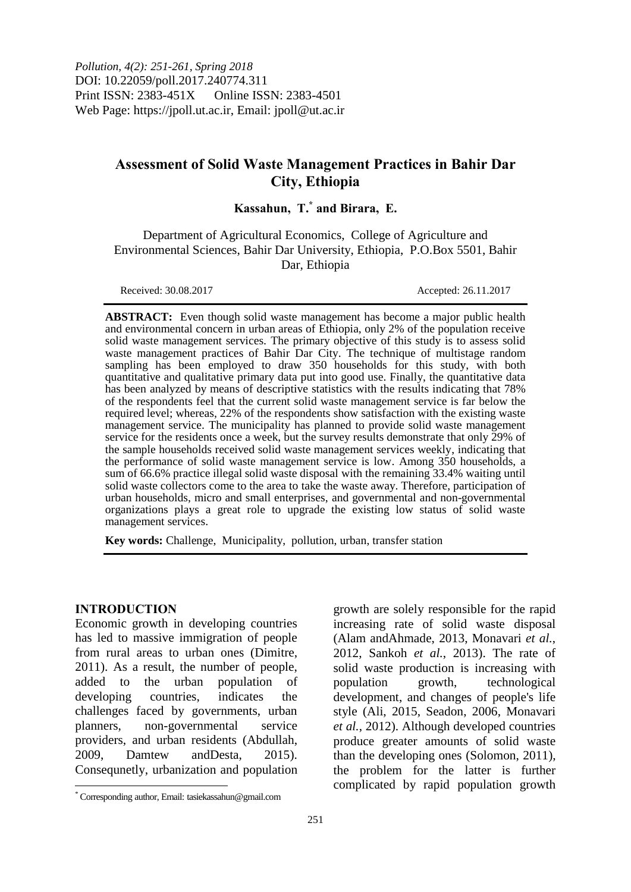*Pollution, 4(2): 251-261, Spring 2018*
DOI: 10.22059/poll.2017.240774.311
Print ISSN: 2383-451X Online ISSN: 2383-4501
Web Page: https://jpoll.ut.ac.ir, Email: jpoll@ut.ac.ir

# Assessment of Solid Waste Management Practices in Bahir Dar City, Ethiopia

**Kassahun, T.[*] and Birara, E.**

Department of Agricultural Economics, College of Agriculture and Environmental Sciences, Bahir Dar University, Ethiopia, P.O.Box 5501, Bahir Dar, Ethiopia

Received: 30.08.2017 Accepted: 26.11.2017

**ABSTRACT:** Even though solid waste management has become a major public health and environmental concern in urban areas of Ethiopia, only 2% of the population receive solid waste management services. The primary objective of this study is to assess solid waste management practices of Bahir Dar City. The technique of multistage random sampling has been employed to draw 350 households for this study, with both quantitative and qualitative primary data put into good use. Finally, the quantitative data has been analyzed by means of descriptive statistics with the results indicating that 78% of the respondents feel that the current solid waste management service is far below the required level; whereas, 22% of the respondents show satisfaction with the existing waste management service. The municipality has planned to provide solid waste management service for the residents once a week, but the survey results demonstrate that only 29% of the sample households received solid waste management services weekly, indicating that the performance of solid waste management service is low. Among 350 households, a sum of 66.6% practice illegal solid waste disposal with the remaining 33.4% waiting until solid waste collectors come to the area to take the waste away. Therefore, participation of urban households, micro and small enterprises, and governmental and non-governmental organizations plays a great role to upgrade the existing low status of solid waste management services.

**Key words:** Challenge, Municipality, pollution, urban, transfer station

## INTRODUCTION

Economic growth in developing countries has led to massive immigration of people from rural areas to urban ones (Dimitre, 2011). As a result, the number of people, added to the urban population of developing countries, indicates the challenges faced by governments, urban planners, non-governmental service providers, and urban residents (Abdullah, 2009, Damtew andDesta, 2015). Consequnetly, urbanization and population growth are solely responsible for the rapid increasing rate of solid waste disposal (Alam andAhmade, 2013, Monavari *et al.*, 2012, Sankoh *et al.*, 2013). The rate of solid waste production is increasing with population growth, technological development, and changes of people's life style (Ali, 2015, Seadon, 2006, Monavari *et al.*, 2012). Although developed countries produce greater amounts of solid waste than the developing ones (Solomon, 2011), the problem for the latter is further complicated by rapid population growth

[*] Corresponding author, Email: tasiekassahun@gmail.com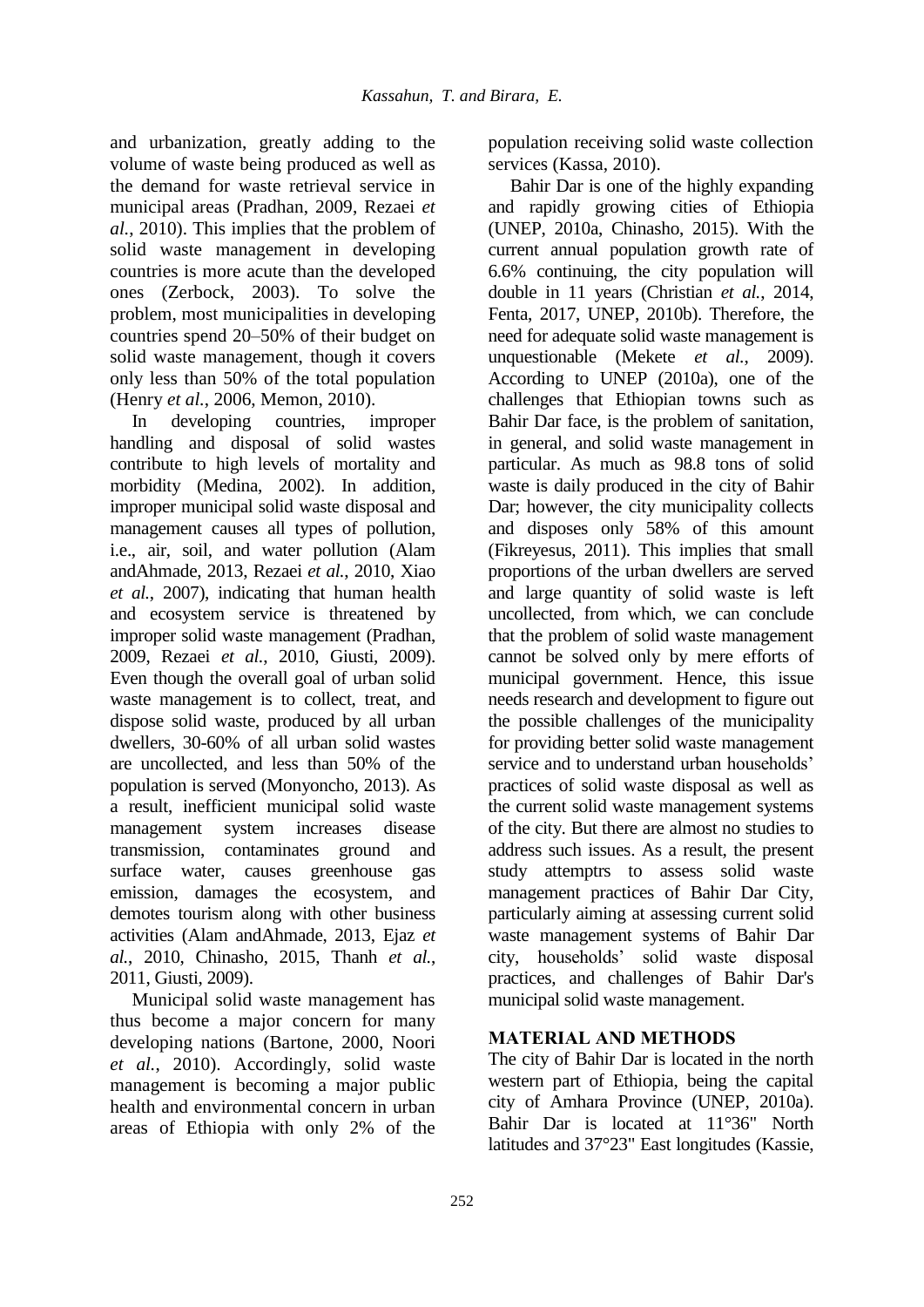and urbanization, greatly adding to the volume of waste being produced as well as the demand for waste retrieval service in municipal areas (Pradhan, 2009, Rezaei *et al.*, 2010). This implies that the problem of solid waste management in developing countries is more acute than the developed ones (Zerbock, 2003). To solve the problem, most municipalities in developing countries spend 20–50% of their budget on solid waste management, though it covers only less than 50% of the total population (Henry *et al.*, 2006, Memon, 2010).

In developing countries, improper handling and disposal of solid wastes contribute to high levels of mortality and morbidity (Medina, 2002). In addition, improper municipal solid waste disposal and management causes all types of pollution, i.e., air, soil, and water pollution (Alam andAhmade, 2013, Rezaei *et al.*, 2010, Xiao *et al.*, 2007), indicating that human health and ecosystem service is threatened by improper solid waste management (Pradhan, 2009, Rezaei *et al.*, 2010, Giusti, 2009). Even though the overall goal of urban solid waste management is to collect, treat, and dispose solid waste, produced by all urban dwellers, 30-60% of all urban solid wastes are uncollected, and less than 50% of the population is served (Monyoncho, 2013). As a result, inefficient municipal solid waste management system increases disease transmission, contaminates ground and surface water, causes greenhouse gas emission, damages the ecosystem, and demotes tourism along with other business activities (Alam andAhmade, 2013, Ejaz *et al.*, 2010, Chinasho, 2015, Thanh *et al.*, 2011, Giusti, 2009).

Municipal solid waste management has thus become a major concern for many developing nations (Bartone, 2000, Noori *et al.*, 2010). Accordingly, solid waste management is becoming a major public health and environmental concern in urban areas of Ethiopia with only 2% of the population receiving solid waste collection services (Kassa, 2010).

Bahir Dar is one of the highly expanding and rapidly growing cities of Ethiopia (UNEP, 2010a, Chinasho, 2015). With the current annual population growth rate of 6.6% continuing, the city population will double in 11 years (Christian *et al.*, 2014, Fenta, 2017, UNEP, 2010b). Therefore, the need for adequate solid waste management is unquestionable (Mekete *et al.*, 2009). According to UNEP (2010a), one of the challenges that Ethiopian towns such as Bahir Dar face, is the problem of sanitation, in general, and solid waste management in particular. As much as 98.8 tons of solid waste is daily produced in the city of Bahir Dar; however, the city municipality collects and disposes only 58% of this amount (Fikreyesus, 2011). This implies that small proportions of the urban dwellers are served and large quantity of solid waste is left uncollected, from which, we can conclude that the problem of solid waste management cannot be solved only by mere efforts of municipal government. Hence, this issue needs research and development to figure out the possible challenges of the municipality for providing better solid waste management service and to understand urban households' practices of solid waste disposal as well as the current solid waste management systems of the city. But there are almost no studies to address such issues. As a result, the present study attemptrs to assess solid waste management practices of Bahir Dar City, particularly aiming at assessing current solid waste management systems of Bahir Dar city, households' solid waste disposal practices, and challenges of Bahir Dar's municipal solid waste management.

## MATERIAL AND METHODS

The city of Bahir Dar is located in the north western part of Ethiopia, being the capital city of Amhara Province (UNEP, 2010a). Bahir Dar is located at 11°36" North latitudes and 37°23" East longitudes (Kassie,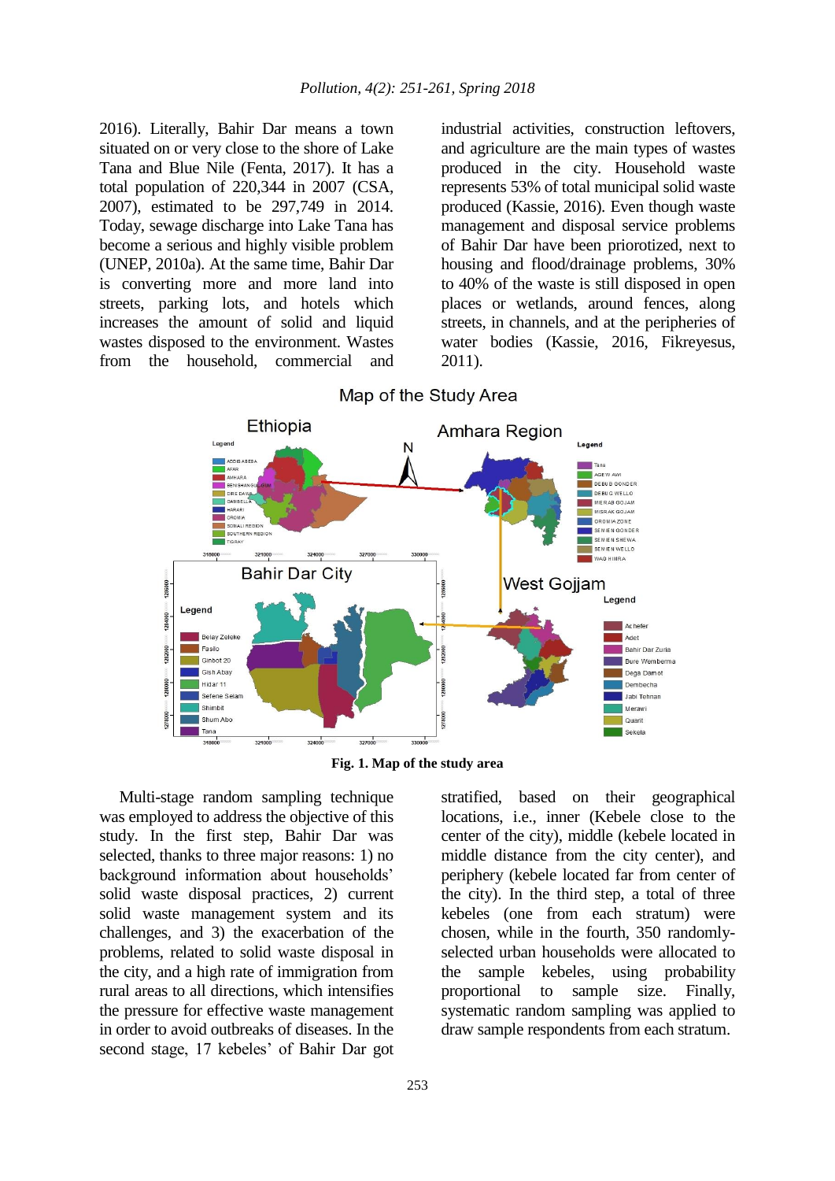2016). Literally, Bahir Dar means a town situated on or very close to the shore of Lake Tana and Blue Nile (Fenta, 2017). It has a total population of 220,344 in 2007 (CSA, 2007), estimated to be 297,749 in 2014. Today, sewage discharge into Lake Tana has become a serious and highly visible problem (UNEP, 2010a). At the same time, Bahir Dar is converting more and more land into streets, parking lots, and hotels which increases the amount of solid and liquid wastes disposed to the environment. Wastes from the household, commercial and industrial activities, construction leftovers, and agriculture are the main types of wastes produced in the city. Household waste represents 53% of total municipal solid waste produced (Kassie, 2016). Even though waste management and disposal service problems of Bahir Dar have been priorotized, next to housing and flood/drainage problems, 30% to 40% of the waste is still disposed in open places or wetlands, around fences, along streets, in channels, and at the peripheries of water bodies (Kassie, 2016, Fikreyesus, 2011).

**Fig. 1. Map of the study area**

Multi-stage random sampling technique was employed to address the objective of this study. In the first step, Bahir Dar was selected, thanks to three major reasons: 1) no background information about households' solid waste disposal practices, 2) current solid waste management system and its challenges, and 3) the exacerbation of the problems, related to solid waste disposal in the city, and a high rate of immigration from rural areas to all directions, which intensifies the pressure for effective waste management in order to avoid outbreaks of diseases. In the second stage, 17 kebeles' of Bahir Dar got stratified, based on their geographical locations, i.e., inner (Kebele close to the center of the city), middle (kebele located in middle distance from the city center), and periphery (kebele located far from center of the city). In the third step, a total of three kebeles (one from each stratum) were chosen, while in the fourth, 350 randomly-selected urban households were allocated to the sample kebeles, using probability proportional to sample size. Finally, systematic random sampling was applied to draw sample respondents from each stratum.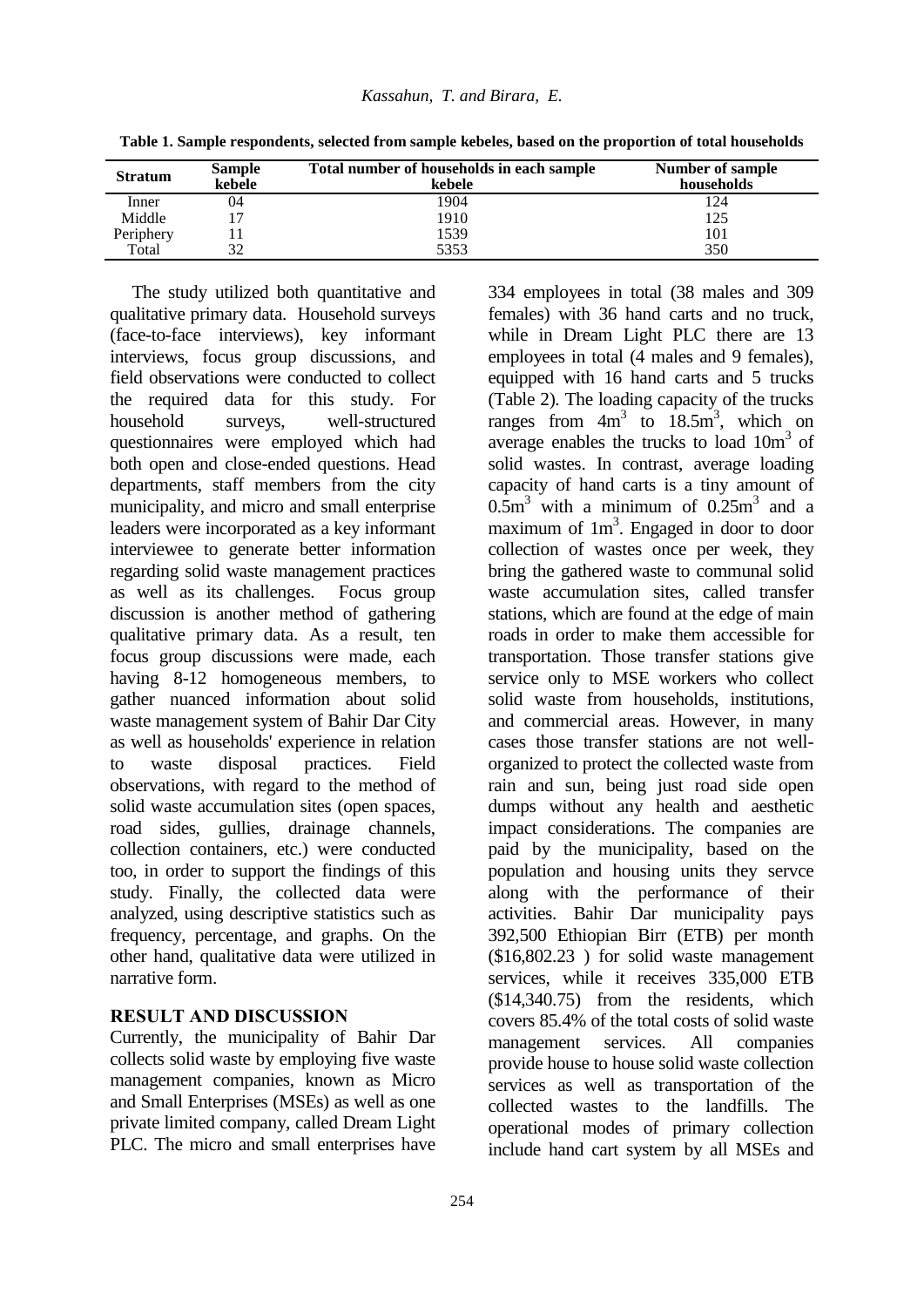**Table 1. Sample respondents, selected from sample kebeles, based on the proportion of total households**

| Stratum | Sample kebele | Total number of households in each sample kebele | Number of sample households |
|---|---|---|---|
| Inner | 04 | 1904 | 124 |
| Middle | 17 | 1910 | 125 |
| Periphery | 11 | 1539 | 101 |
| Total | 32 | 5353 | 350 |

The study utilized both quantitative and qualitative primary data. Household surveys (face-to-face interviews), key informant interviews, focus group discussions, and field observations were conducted to collect the required data for this study. For household surveys, well-structured questionnaires were employed which had both open and close-ended questions. Head departments, staff members from the city municipality, and micro and small enterprise leaders were incorporated as a key informant interviewee to generate better information regarding solid waste management practices as well as its challenges. Focus group discussion is another method of gathering qualitative primary data. As a result, ten focus group discussions were made, each having 8-12 homogeneous members, to gather nuanced information about solid waste management system of Bahir Dar City as well as households' experience in relation to waste disposal practices. Field observations, with regard to the method of solid waste accumulation sites (open spaces, road sides, gullies, drainage channels, collection containers, etc.) were conducted too, in order to support the findings of this study. Finally, the collected data were analyzed, using descriptive statistics such as frequency, percentage, and graphs. On the other hand, qualitative data were utilized in narrative form.

## RESULT AND DISCUSSION

Currently, the municipality of Bahir Dar collects solid waste by employing five waste management companies, known as Micro and Small Enterprises (MSEs) as well as one private limited company, called Dream Light PLC. The micro and small enterprises have 334 employees in total (38 males and 309 females) with 36 hand carts and no truck, while in Dream Light PLC there are 13 employees in total (4 males and 9 females), equipped with 16 hand carts and 5 trucks (Table 2). The loading capacity of the trucks ranges from $4m^3$ to $18.5m^3$, which on average enables the trucks to load $10m^3$ of solid wastes. In contrast, average loading capacity of hand carts is a tiny amount of $0.5m^3$ with a minimum of $0.25m^3$ and a maximum of $1m^3$. Engaged in door to door collection of wastes once per week, they bring the gathered waste to communal solid waste accumulation sites, called transfer stations, which are found at the edge of main roads in order to make them accessible for transportation. Those transfer stations give service only to MSE workers who collect solid waste from households, institutions, and commercial areas. However, in many cases those transfer stations are not well-organized to protect the collected waste from rain and sun, being just road side open dumps without any health and aesthetic impact considerations. The companies are paid by the municipality, based on the population and housing units they servce along with the performance of their activities. Bahir Dar municipality pays 392,500 Ethiopian Birr (ETB) per month ($16,802.23 ) for solid waste management services, while it receives 335,000 ETB ($14,340.75) from the residents, which covers 85.4% of the total costs of solid waste management services. All companies provide house to house solid waste collection services as well as transportation of the collected wastes to the landfills. The operational modes of primary collection include hand cart system by all MSEs and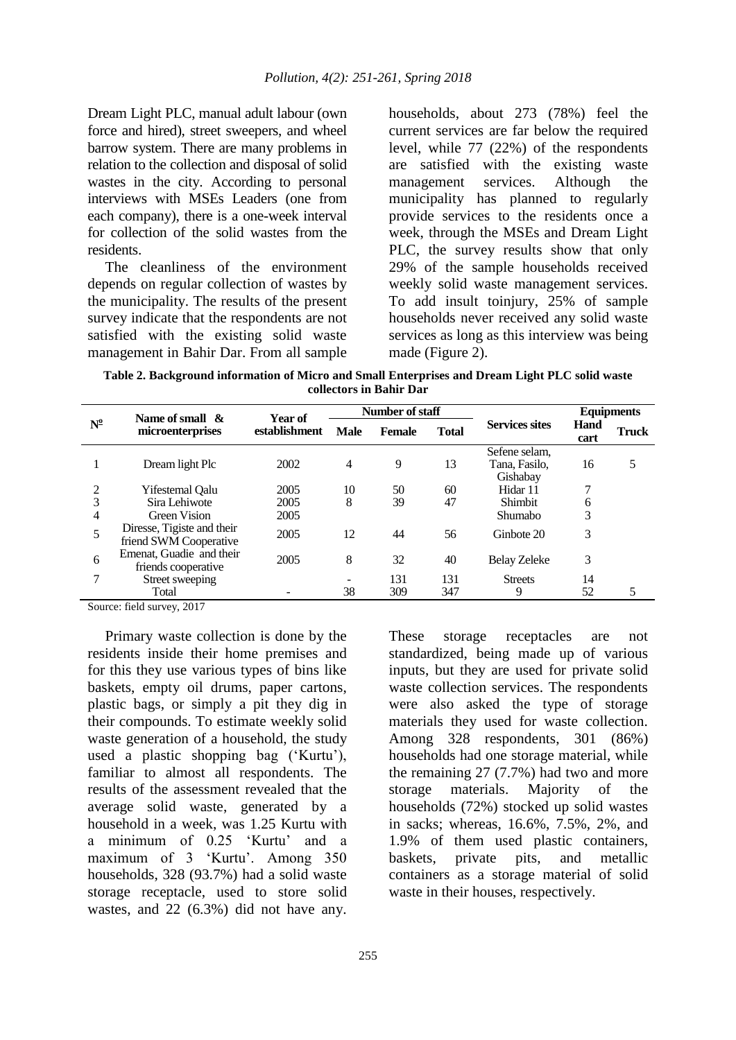Dream Light PLC, manual adult labour (own force and hired), street sweepers, and wheel barrow system. There are many problems in relation to the collection and disposal of solid wastes in the city. According to personal interviews with MSEs Leaders (one from each company), there is a one-week interval for collection of the solid wastes from the residents.

The cleanliness of the environment depends on regular collection of wastes by the municipality. The results of the present survey indicate that the respondents are not satisfied with the existing solid waste management in Bahir Dar. From all sample households, about 273 (78%) feel the current services are far below the required level, while 77 (22%) of the respondents are satisfied with the existing waste management services. Although the municipality has planned to regularly provide services to the residents once a week, through the MSEs and Dream Light PLC, the survey results show that only 29% of the sample households received weekly solid waste management services. To add insult toinjury, 25% of sample households never received any solid waste services as long as this interview was being made (Figure 2).

**Table 2. Background information of Micro and Small Enterprises and Dream Light PLC solid waste collectors in Bahir Dar**

| № | Name of small & microenterprises | Year of establishment | Number of staff | | | Services sites | Equipments | |
|---|---|---|---|---|---|---|---|---|
| | | | Male | Female | Total | | Hand cart | Truck |
| 1 | Dream light Plc | 2002 | 4 | 9 | 13 | Sefene selam, Tana, Fasilo, Gishabay | 16 | 5 |
| 2 | Yifestemal Qalu | 2005 | 10 | 50 | 60 | Hidar 11 | 7 | |
| 3 | Sira Lehiwote | 2005 | 8 | 39 | 47 | Shimbit | 6 | |
| 4 | Green Vision | 2005 | | | | Shumabo | 3 | |
| 5 | Diresse, Tigiste and their friend SWM Cooperative | 2005 | 12 | 44 | 56 | Ginbote 20 | 3 | |
| 6 | Emenat, Guadie and their friends cooperative | 2005 | 8 | 32 | 40 | Belay Zeleke | 3 | |
| 7 | Street sweeping | | - | 131 | 131 | Streets | 14 | |
| | Total | - | 38 | 309 | 347 | 9 | 52 | 5 |

Source: field survey, 2017

Primary waste collection is done by the residents inside their home premises and for this they use various types of bins like baskets, empty oil drums, paper cartons, plastic bags, or simply a pit they dig in their compounds. To estimate weekly solid waste generation of a household, the study used a plastic shopping bag ('Kurtu'), familiar to almost all respondents. The results of the assessment revealed that the average solid waste, generated by a household in a week, was 1.25 Kurtu with a minimum of 0.25 'Kurtu' and a maximum of 3 'Kurtu'. Among 350 households, 328 (93.7%) had a solid waste storage receptacle, used to store solid wastes, and 22 (6.3%) did not have any. These storage receptacles are not standardized, being made up of various inputs, but they are used for private solid waste collection services. The respondents were also asked the type of storage materials they used for waste collection. Among 328 respondents, 301 (86%) households had one storage material, while the remaining 27 (7.7%) had two and more storage materials. Majority of the households (72%) stocked up solid wastes in sacks; whereas, 16.6%, 7.5%, 2%, and 1.9% of them used plastic containers, baskets, private pits, and metallic containers as a storage material of solid waste in their houses, respectively.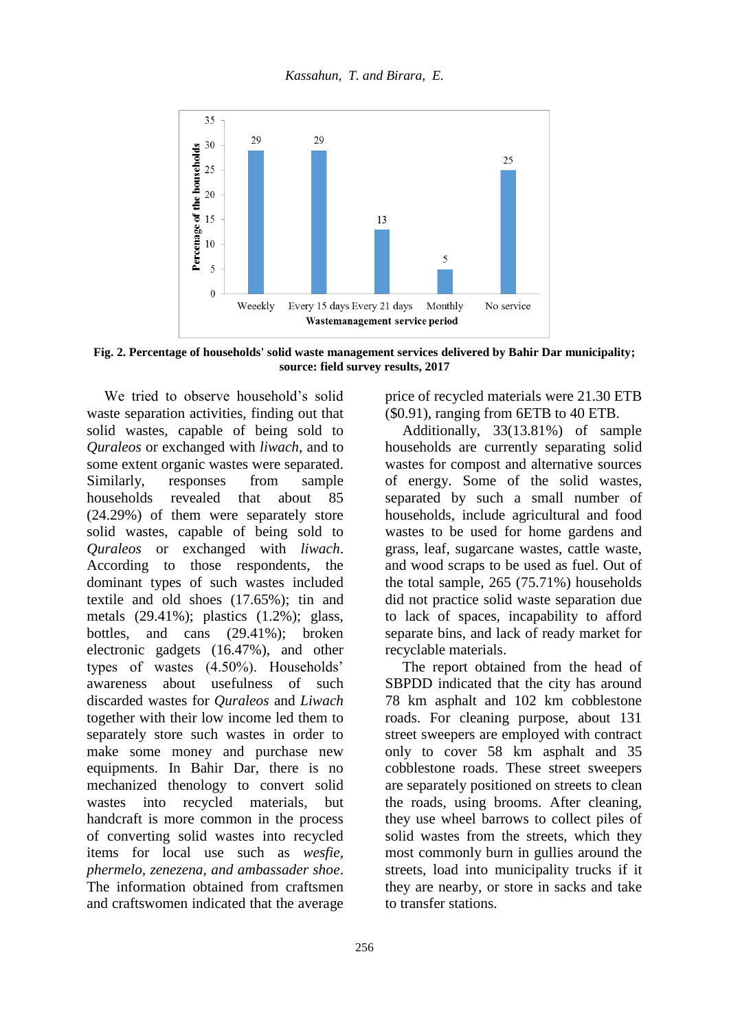Fig. 2. Percentage of households' solid waste management services delivered by Bahir Dar municipality; source: field survey results, 2017

We tried to observe household's solid waste separation activities, finding out that solid wastes, capable of being sold to *Quraleos* or exchanged with *liwach*, and to some extent organic wastes were separated. Similarly, responses from sample households revealed that about 85 (24.29%) of them were separately store solid wastes, capable of being sold to *Quraleos* or exchanged with *liwach*. According to those respondents, the dominant types of such wastes included textile and old shoes (17.65%); tin and metals (29.41%); plastics (1.2%); glass, bottles, and cans (29.41%); broken electronic gadgets (16.47%), and other types of wastes (4.50%). Households' awareness about usefulness of such discarded wastes for *Quraleos* and *Liwach* together with their low income led them to separately store such wastes in order to make some money and purchase new equipments. In Bahir Dar, there is no mechanized thenology to convert solid wastes into recycled materials, but handcraft is more common in the process of converting solid wastes into recycled items for local use such as *wesfie, phermelo, zenezena, and ambassader shoe*. The information obtained from craftsmen and craftswomen indicated that the average price of recycled materials were 21.30 ETB ($0.91), ranging from 6ETB to 40 ETB.

Additionally, 33(13.81%) of sample households are currently separating solid wastes for compost and alternative sources of energy. Some of the solid wastes, separated by such a small number of households, include agricultural and food wastes to be used for home gardens and grass, leaf, sugarcane wastes, cattle waste, and wood scraps to be used as fuel. Out of the total sample, 265 (75.71%) households did not practice solid waste separation due to lack of spaces, incapability to afford separate bins, and lack of ready market for recyclable materials.

The report obtained from the head of SBPDD indicated that the city has around 78 km asphalt and 102 km cobblestone roads. For cleaning purpose, about 131 street sweepers are employed with contract only to cover 58 km asphalt and 35 cobblestone roads. These street sweepers are separately positioned on streets to clean the roads, using brooms. After cleaning, they use wheel barrows to collect piles of solid wastes from the streets, which they most commonly burn in gullies around the streets, load into municipality trucks if it they are nearby, or store in sacks and take to transfer stations.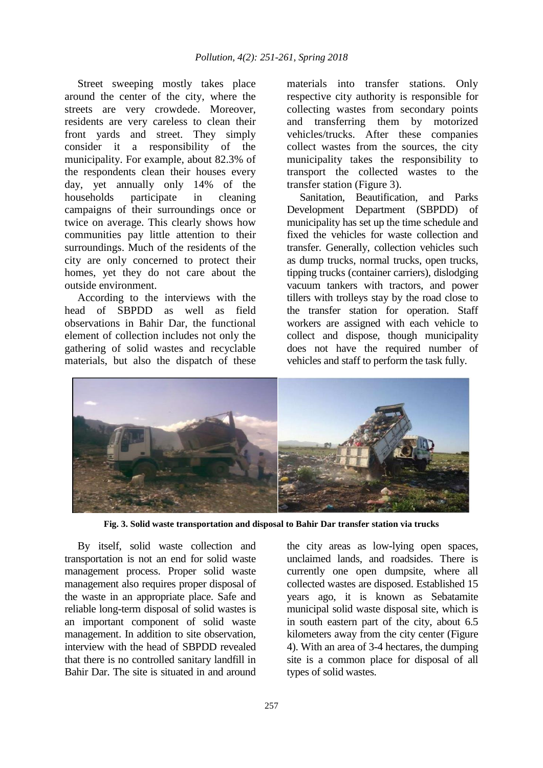Street sweeping mostly takes place around the center of the city, where the streets are very crowdede. Moreover, residents are very careless to clean their front yards and street. They simply consider it a responsibility of the municipality. For example, about 82.3% of the respondents clean their houses every day, yet annually only 14% of the households participate in cleaning campaigns of their surroundings once or twice on average. This clearly shows how communities pay little attention to their surroundings. Much of the residents of the city are only concerned to protect their homes, yet they do not care about the outside environment.

According to the interviews with the head of SBPDD as well as field observations in Bahir Dar, the functional element of collection includes not only the gathering of solid wastes and recyclable materials, but also the dispatch of these materials into transfer stations. Only respective city authority is responsible for collecting wastes from secondary points and transferring them by motorized vehicles/trucks. After these companies collect wastes from the sources, the city municipality takes the responsibility to transport the collected wastes to the transfer station (Figure 3).

Sanitation, Beautification, and Parks Development Department (SBPDD) of municipality has set up the time schedule and fixed the vehicles for waste collection and transfer. Generally, collection vehicles such as dump trucks, normal trucks, open trucks, tipping trucks (container carriers), dislodging vacuum tankers with tractors, and power tillers with trolleys stay by the road close to the transfer station for operation. Staff workers are assigned with each vehicle to collect and dispose, though municipality does not have the required number of vehicles and staff to perform the task fully.

**Fig. 3. Solid waste transportation and disposal to Bahir Dar transfer station via trucks**

By itself, solid waste collection and transportation is not an end for solid waste management process. Proper solid waste management also requires proper disposal of the waste in an appropriate place. Safe and reliable long-term disposal of solid wastes is an important component of solid waste management. In addition to site observation, interview with the head of SBPDD revealed that there is no controlled sanitary landfill in Bahir Dar. The site is situated in and around the city areas as low-lying open spaces, unclaimed lands, and roadsides. There is currently one open dumpsite, where all collected wastes are disposed. Established 15 years ago, it is known as Sebatamite municipal solid waste disposal site, which is in south eastern part of the city, about 6.5 kilometers away from the city center (Figure 4). With an area of 3-4 hectares, the dumping site is a common place for disposal of all types of solid wastes.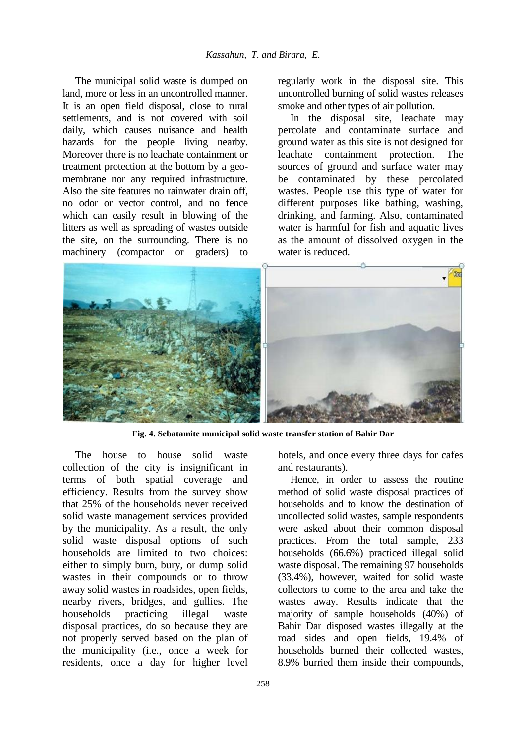The municipal solid waste is dumped on land, more or less in an uncontrolled manner. It is an open field disposal, close to rural settlements, and is not covered with soil daily, which causes nuisance and health hazards for the people living nearby. Moreover there is no leachate containment or treatment protection at the bottom by a geo-membrane nor any required infrastructure. Also the site features no rainwater drain off, no odor or vector control, and no fence which can easily result in blowing of the litters as well as spreading of wastes outside the site, on the surrounding. There is no machinery (compactor or graders) to regularly work in the disposal site. This uncontrolled burning of solid wastes releases smoke and other types of air pollution.

In the disposal site, leachate may percolate and contaminate surface and ground water as this site is not designed for leachate containment protection. The sources of ground and surface water may be contaminated by these percolated wastes. People use this type of water for different purposes like bathing, washing, drinking, and farming. Also, contaminated water is harmful for fish and aquatic lives as the amount of dissolved oxygen in the water is reduced.

**Fig. 4. Sebatamite municipal solid waste transfer station of Bahir Dar**

The house to house solid waste collection of the city is insignificant in terms of both spatial coverage and efficiency. Results from the survey show that 25% of the households never received solid waste management services provided by the municipality. As a result, the only solid waste disposal options of such households are limited to two choices: either to simply burn, bury, or dump solid wastes in their compounds or to throw away solid wastes in roadsides, open fields, nearby rivers, bridges, and gullies. The households practicing illegal waste disposal practices, do so because they are not properly served based on the plan of the municipality (i.e., once a week for residents, once a day for higher level hotels, and once every three days for cafes and restaurants).

Hence, in order to assess the routine method of solid waste disposal practices of households and to know the destination of uncollected solid wastes, sample respondents were asked about their common disposal practices. From the total sample, 233 households (66.6%) practiced illegal solid waste disposal. The remaining 97 households (33.4%), however, waited for solid waste collectors to come to the area and take the wastes away. Results indicate that the majority of sample households (40%) of Bahir Dar disposed wastes illegally at the road sides and open fields, 19.4% of households burned their collected wastes, 8.9% burried them inside their compounds,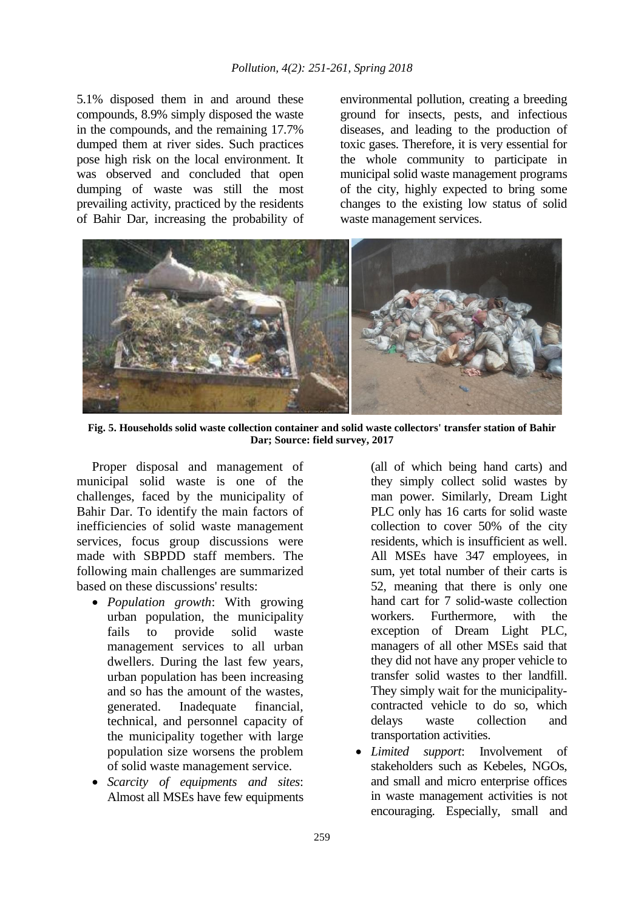5.1% disposed them in and around these compounds, 8.9% simply disposed the waste in the compounds, and the remaining 17.7% dumped them at river sides. Such practices pose high risk on the local environment. It was observed and concluded that open dumping of waste was still the most prevailing activity, practiced by the residents of Bahir Dar, increasing the probability of environmental pollution, creating a breeding ground for insects, pests, and infectious diseases, and leading to the production of toxic gases. Therefore, it is very essential for the whole community to participate in municipal solid waste management programs of the city, highly expected to bring some changes to the existing low status of solid waste management services.

**Fig. 5. Households solid waste collection container and solid waste collectors' transfer station of Bahir Dar; Source: field survey, 2017**

Proper disposal and management of municipal solid waste is one of the challenges, faced by the municipality of Bahir Dar. To identify the main factors of inefficiencies of solid waste management services, focus group discussions were made with SBPDD staff members. The following main challenges are summarized based on these discussions' results:

- *Population growth*: With growing urban population, the municipality fails to provide solid waste management services to all urban dwellers. During the last few years, urban population has been increasing and so has the amount of the wastes, generated. Inadequate financial, technical, and personnel capacity of the municipality together with large population size worsens the problem of solid waste management service.
- *Scarcity of equipments and sites*: Almost all MSEs have few equipments (all of which being hand carts) and they simply collect solid wastes by man power. Similarly, Dream Light PLC only has 16 carts for solid waste collection to cover 50% of the city residents, which is insufficient as well. All MSEs have 347 employees, in sum, yet total number of their carts is 52, meaning that there is only one hand cart for 7 solid-waste collection workers. Furthermore, with the exception of Dream Light PLC, managers of all other MSEs said that they did not have any proper vehicle to transfer solid wastes to ther landfill. They simply wait for the municipality-contracted vehicle to do so, which delays waste collection and transportation activities.
- *Limited support*: Involvement of stakeholders such as Kebeles, NGOs, and small and micro enterprise offices in waste management activities is not encouraging. Especially, small and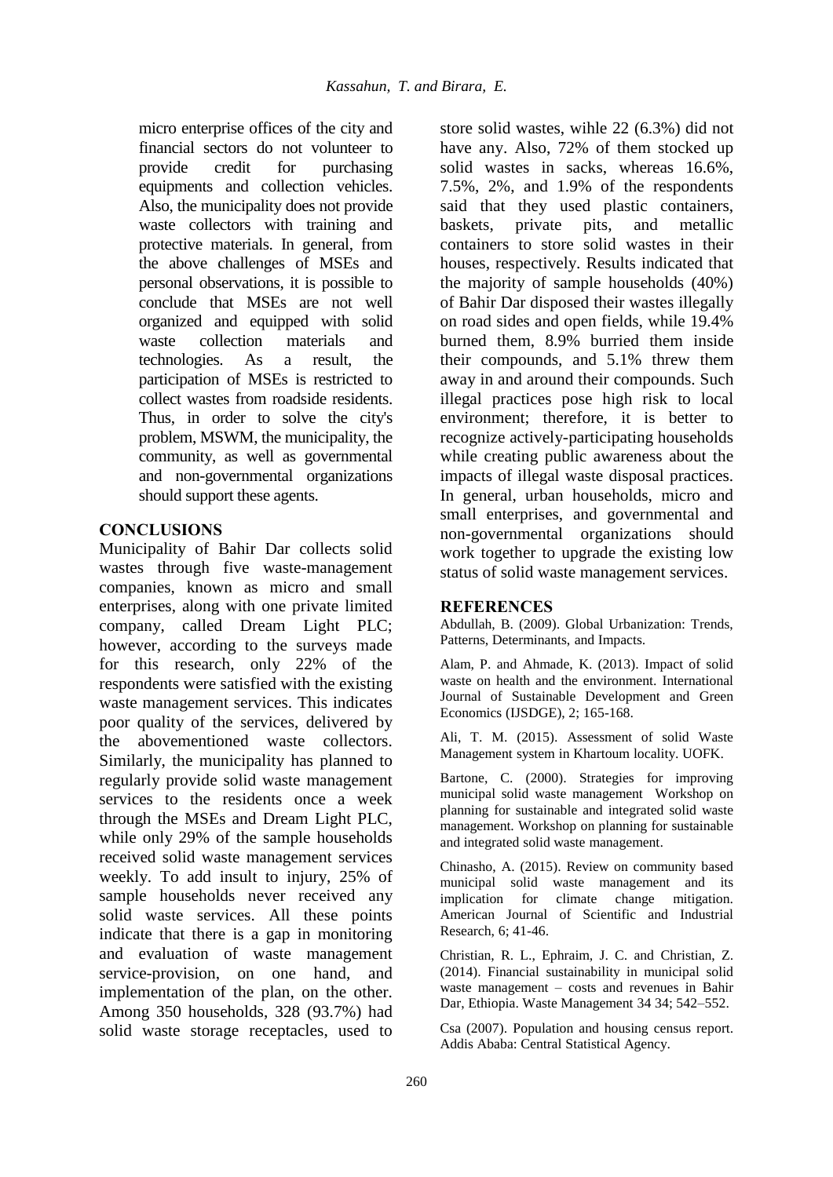micro enterprise offices of the city and financial sectors do not volunteer to provide credit for purchasing equipments and collection vehicles. Also, the municipality does not provide waste collectors with training and protective materials. In general, from the above challenges of MSEs and personal observations, it is possible to conclude that MSEs are not well organized and equipped with solid waste collection materials and technologies. As a result, the participation of MSEs is restricted to collect wastes from roadside residents. Thus, in order to solve the city's problem, MSWM, the municipality, the community, as well as governmental and non-governmental organizations should support these agents.

## CONCLUSIONS

Municipality of Bahir Dar collects solid wastes through five waste-management companies, known as micro and small enterprises, along with one private limited company, called Dream Light PLC; however, according to the surveys made for this research, only 22% of the respondents were satisfied with the existing waste management services. This indicates poor quality of the services, delivered by the abovementioned waste collectors. Similarly, the municipality has planned to regularly provide solid waste management services to the residents once a week through the MSEs and Dream Light PLC, while only 29% of the sample households received solid waste management services weekly. To add insult to injury, 25% of sample households never received any solid waste services. All these points indicate that there is a gap in monitoring and evaluation of waste management service-provision, on one hand, and implementation of the plan, on the other. Among 350 households, 328 (93.7%) had solid waste storage receptacles, used to store solid wastes, wihle 22 (6.3%) did not have any. Also, 72% of them stocked up solid wastes in sacks, whereas 16.6%, 7.5%, 2%, and 1.9% of the respondents said that they used plastic containers, baskets, private pits, and metallic containers to store solid wastes in their houses, respectively. Results indicated that the majority of sample households (40%) of Bahir Dar disposed their wastes illegally on road sides and open fields, while 19.4% burned them, 8.9% burried them inside their compounds, and 5.1% threw them away in and around their compounds. Such illegal practices pose high risk to local environment; therefore, it is better to recognize actively-participating households while creating public awareness about the impacts of illegal waste disposal practices. In general, urban households, micro and small enterprises, and governmental and non-governmental organizations should work together to upgrade the existing low status of solid waste management services.

## REFERENCES

Abdullah, B. (2009). Global Urbanization: Trends, Patterns, Determinants, and Impacts.

Alam, P. and Ahmade, K. (2013). Impact of solid waste on health and the environment. International Journal of Sustainable Development and Green Economics (IJSDGE), 2; 165-168.

Ali, T. M. (2015). Assessment of solid Waste Management system in Khartoum locality. UOFK.

Bartone, C. (2000). Strategies for improving municipal solid waste management Workshop on planning for sustainable and integrated solid waste management. Workshop on planning for sustainable and integrated solid waste management.

Chinasho, A. (2015). Review on community based municipal solid waste management and its implication for climate change mitigation. American Journal of Scientific and Industrial Research, 6; 41-46.

Christian, R. L., Ephraim, J. C. and Christian, Z. (2014). Financial sustainability in municipal solid waste management – costs and revenues in Bahir Dar, Ethiopia. Waste Management 34 34; 542–552.

Csa (2007). Population and housing census report. Addis Ababa: Central Statistical Agency.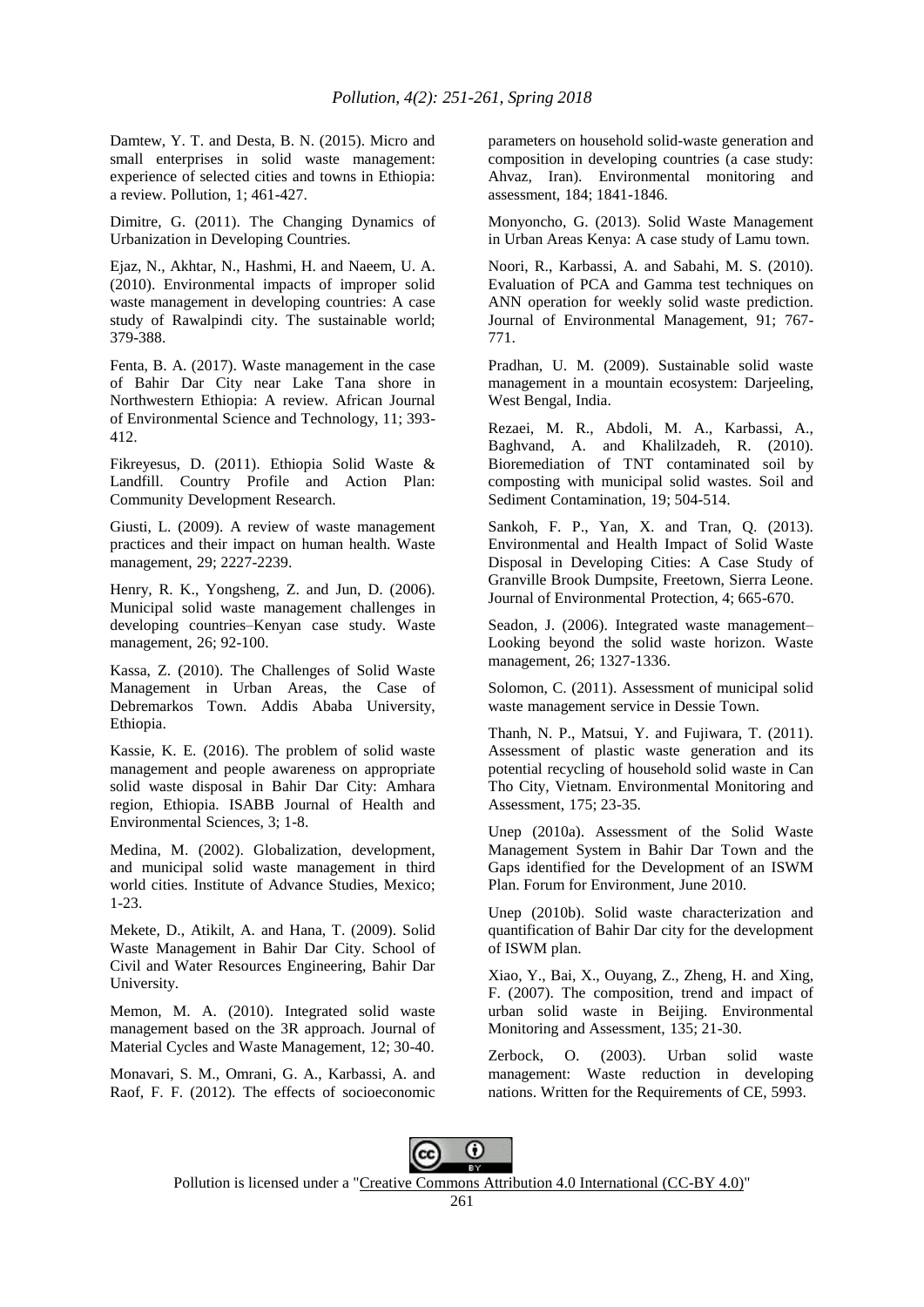Damtew, Y. T. and Desta, B. N. (2015). Micro and small enterprises in solid waste management: experience of selected cities and towns in Ethiopia: a review. Pollution, 1; 461-427.

Dimitre, G. (2011). The Changing Dynamics of Urbanization in Developing Countries.

Ejaz, N., Akhtar, N., Hashmi, H. and Naeem, U. A. (2010). Environmental impacts of improper solid waste management in developing countries: A case study of Rawalpindi city. The sustainable world; 379-388.

Fenta, B. A. (2017). Waste management in the case of Bahir Dar City near Lake Tana shore in Northwestern Ethiopia: A review. African Journal of Environmental Science and Technology, 11; 393-412.

Fikreyesus, D. (2011). Ethiopia Solid Waste & Landfill. Country Profile and Action Plan: Community Development Research.

Giusti, L. (2009). A review of waste management practices and their impact on human health. Waste management, 29; 2227-2239.

Henry, R. K., Yongsheng, Z. and Jun, D. (2006). Municipal solid waste management challenges in developing countries–Kenyan case study. Waste management, 26; 92-100.

Kassa, Z. (2010). The Challenges of Solid Waste Management in Urban Areas, the Case of Debremarkos Town. Addis Ababa University, Ethiopia.

Kassie, K. E. (2016). The problem of solid waste management and people awareness on appropriate solid waste disposal in Bahir Dar City: Amhara region, Ethiopia. ISABB Journal of Health and Environmental Sciences, 3; 1-8.

Medina, M. (2002). Globalization, development, and municipal solid waste management in third world cities. Institute of Advance Studies, Mexico; 1-23.

Mekete, D., Atikilt, A. and Hana, T. (2009). Solid Waste Management in Bahir Dar City. School of Civil and Water Resources Engineering, Bahir Dar University.

Memon, M. A. (2010). Integrated solid waste management based on the 3R approach. Journal of Material Cycles and Waste Management, 12; 30-40.

Monavari, S. M., Omrani, G. A., Karbassi, A. and Raof, F. F. (2012). The effects of socioeconomic parameters on household solid-waste generation and composition in developing countries (a case study: Ahvaz, Iran). Environmental monitoring and assessment, 184; 1841-1846.

Monyoncho, G. (2013). Solid Waste Management in Urban Areas Kenya: A case study of Lamu town.

Noori, R., Karbassi, A. and Sabahi, M. S. (2010). Evaluation of PCA and Gamma test techniques on ANN operation for weekly solid waste prediction. Journal of Environmental Management, 91; 767-771.

Pradhan, U. M. (2009). Sustainable solid waste management in a mountain ecosystem: Darjeeling, West Bengal, India.

Rezaei, M. R., Abdoli, M. A., Karbassi, A., Baghvand, A. and Khalilzadeh, R. (2010). Bioremediation of TNT contaminated soil by composting with municipal solid wastes. Soil and Sediment Contamination, 19; 504-514.

Sankoh, F. P., Yan, X. and Tran, Q. (2013). Environmental and Health Impact of Solid Waste Disposal in Developing Cities: A Case Study of Granville Brook Dumpsite, Freetown, Sierra Leone. Journal of Environmental Protection, 4; 665-670.

Seadon, J. (2006). Integrated waste management–Looking beyond the solid waste horizon. Waste management, 26; 1327-1336.

Solomon, C. (2011). Assessment of municipal solid waste management service in Dessie Town.

Thanh, N. P., Matsui, Y. and Fujiwara, T. (2011). Assessment of plastic waste generation and its potential recycling of household solid waste in Can Tho City, Vietnam. Environmental Monitoring and Assessment, 175; 23-35.

Unep (2010a). Assessment of the Solid Waste Management System in Bahir Dar Town and the Gaps identified for the Development of an ISWM Plan. Forum for Environment, June 2010.

Unep (2010b). Solid waste characterization and quantification of Bahir Dar city for the development of ISWM plan.

Xiao, Y., Bai, X., Ouyang, Z., Zheng, H. and Xing, F. (2007). The composition, trend and impact of urban solid waste in Beijing. Environmental Monitoring and Assessment, 135; 21-30.

Zerbock, O. (2003). Urban solid waste management: Waste reduction in developing nations. Written for the Requirements of CE, 5993.

Pollution is licensed under a "Creative Commons Attribution 4.0 International (CC-BY 4.0)"